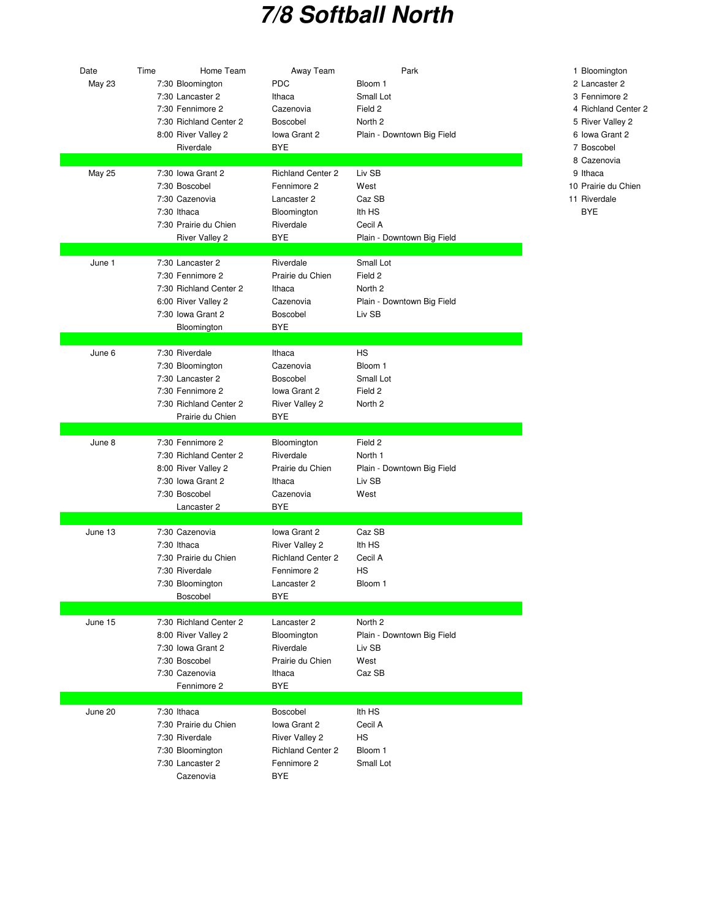# 7/8 Softball North

| Date | Time | Home Team | Away Team | Park |
|---|---|---|---|---|
| May 23 | 7:30 | Bloomington | PDC | Bloom 1 |
| | 7:30 | Lancaster 2 | Ithaca | Small Lot |
| | 7:30 | Fennimore 2 | Cazenovia | Field 2 |
| | 7:30 | Richland Center 2 | Boscobel | North 2 |
| | 8:00 | River Valley 2 | Iowa Grant 2 | Plain - Downtown Big Field |
| | | Riverdale | BYE | |
| May 25 | 7:30 | Iowa Grant 2 | Richland Center 2 | Liv SB |
| | 7:30 | Boscobel | Fennimore 2 | West |
| | 7:30 | Cazenovia | Lancaster 2 | Caz SB |
| | 7:30 | Ithaca | Bloomington | Ith HS |
| | 7:30 | Prairie du Chien | Riverdale | Cecil A |
| | | River Valley 2 | BYE | Plain - Downtown Big Field |
| June 1 | 7:30 | Lancaster 2 | Riverdale | Small Lot |
| | 7:30 | Fennimore 2 | Prairie du Chien | Field 2 |
| | 7:30 | Richland Center 2 | Ithaca | North 2 |
| | 6:00 | River Valley 2 | Cazenovia | Plain - Downtown Big Field |
| | 7:30 | Iowa Grant 2 | Boscobel | Liv SB |
| | | Bloomington | BYE | |
| June 6 | 7:30 | Riverdale | Ithaca | HS |
| | 7:30 | Bloomington | Cazenovia | Bloom 1 |
| | 7:30 | Lancaster 2 | Boscobel | Small Lot |
| | 7:30 | Fennimore 2 | Iowa Grant 2 | Field 2 |
| | 7:30 | Richland Center 2 | River Valley 2 | North 2 |
| | | Prairie du Chien | BYE | |
| June 8 | 7:30 | Fennimore 2 | Bloomington | Field 2 |
| | 7:30 | Richland Center 2 | Riverdale | North 1 |
| | 8:00 | River Valley 2 | Prairie du Chien | Plain - Downtown Big Field |
| | 7:30 | Iowa Grant 2 | Ithaca | Liv SB |
| | 7:30 | Boscobel | Cazenovia | West |
| | | Lancaster 2 | BYE | |
| June 13 | 7:30 | Cazenovia | Iowa Grant 2 | Caz SB |
| | 7:30 | Ithaca | River Valley 2 | Ith HS |
| | 7:30 | Prairie du Chien | Richland Center 2 | Cecil A |
| | 7:30 | Riverdale | Fennimore 2 | HS |
| | 7:30 | Bloomington | Lancaster 2 | Bloom 1 |
| | | Boscobel | BYE | |
| June 15 | 7:30 | Richland Center 2 | Lancaster 2 | North 2 |
| | 8:00 | River Valley 2 | Bloomington | Plain - Downtown Big Field |
| | 7:30 | Iowa Grant 2 | Riverdale | Liv SB |
| | 7:30 | Boscobel | Prairie du Chien | West |
| | 7:30 | Cazenovia | Ithaca | Caz SB |
| | | Fennimore 2 | BYE | |
| June 20 | 7:30 | Ithaca | Boscobel | Ith HS |
| | 7:30 | Prairie du Chien | Iowa Grant 2 | Cecil A |
| | 7:30 | Riverdale | River Valley 2 | HS |
| | 7:30 | Bloomington | Richland Center 2 | Bloom 1 |
| | 7:30 | Lancaster 2 | Fennimore 2 | Small Lot |
| | | Cazenovia | BYE | |

1. Bloomington
2. Lancaster 2
3. Fennimore 2
4. Richland Center 2
5. River Valley 2
6. Iowa Grant 2
7. Boscobel
8. Cazenovia
9. Ithaca
10. Prairie du Chien
11. Riverdale

BYE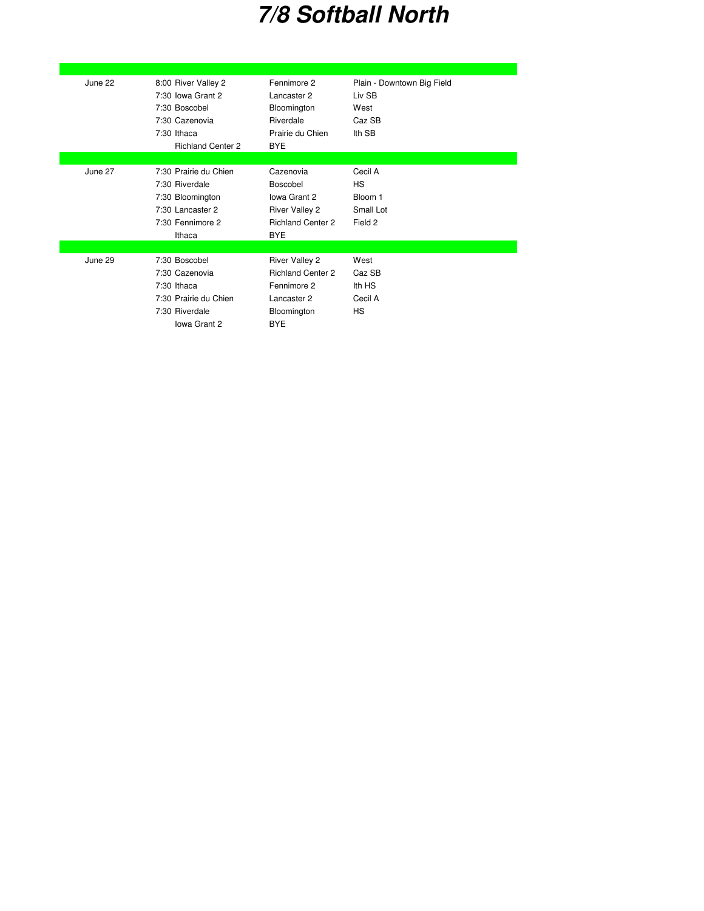# 7/8 Softball North

| | | | | |
|---|---|---|---|---|
| June 22 | 8:00 | River Valley 2 | Fennimore 2 | Plain - Downtown Big Field |
| | 7:30 | Iowa Grant 2 | Lancaster 2 | Liv SB |
| | 7:30 | Boscobel | Bloomington | West |
| | 7:30 | Cazenovia | Riverdale | Caz SB |
| | 7:30 | Ithaca | Prairie du Chien | Ith SB |
| | | Richland Center 2 | BYE | |
| June 27 | 7:30 | Prairie du Chien | Cazenovia | Cecil A |
| | 7:30 | Riverdale | Boscobel | HS |
| | 7:30 | Bloomington | Iowa Grant 2 | Bloom 1 |
| | 7:30 | Lancaster 2 | River Valley 2 | Small Lot |
| | 7:30 | Fennimore 2 | Richland Center 2 | Field 2 |
| | | Ithaca | BYE | |
| June 29 | 7:30 | Boscobel | River Valley 2 | West |
| | 7:30 | Cazenovia | Richland Center 2 | Caz SB |
| | 7:30 | Ithaca | Fennimore 2 | Ith HS |
| | 7:30 | Prairie du Chien | Lancaster 2 | Cecil A |
| | 7:30 | Riverdale | Bloomington | HS |
| | | Iowa Grant 2 | BYE | |